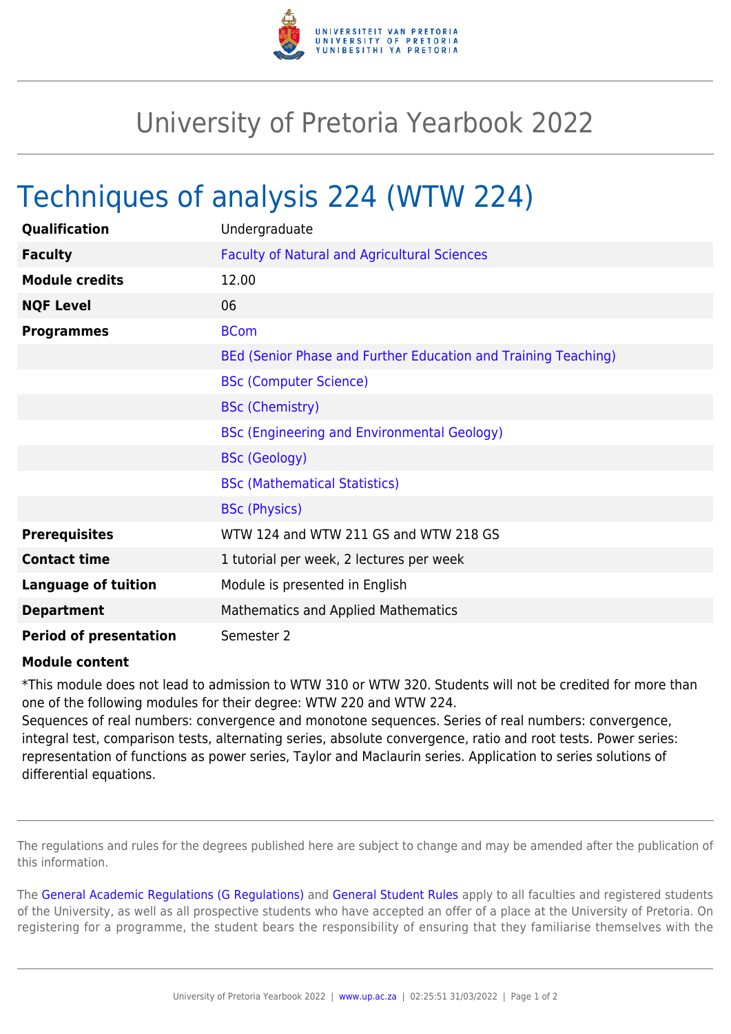# University of Pretoria Yearbook 2022

## Techniques of analysis 224 (WTW 224)

| | |
|---|---|
| **Qualification** | Undergraduate |
| **Faculty** | Faculty of Natural and Agricultural Sciences |
| **Module credits** | 12.00 |
| **NQF Level** | 06 |
| **Programmes** | BCom |
| | BEd (Senior Phase and Further Education and Training Teaching) |
| | BSc (Computer Science) |
| | BSc (Chemistry) |
| | BSc (Engineering and Environmental Geology) |
| | BSc (Geology) |
| | BSc (Mathematical Statistics) |
| | BSc (Physics) |
| **Prerequisites** | WTW 124 and WTW 211 GS and WTW 218 GS |
| **Contact time** | 1 tutorial per week, 2 lectures per week |
| **Language of tuition** | Module is presented in English |
| **Department** | Mathematics and Applied Mathematics |
| **Period of presentation** | Semester 2 |

**Module content**

*This module does not lead to admission to WTW 310 or WTW 320. Students will not be credited for more than one of the following modules for their degree: WTW 220 and WTW 224.
Sequences of real numbers: convergence and monotone sequences. Series of real numbers: convergence, integral test, comparison tests, alternating series, absolute convergence, ratio and root tests. Power series: representation of functions as power series, Taylor and Maclaurin series. Application to series solutions of differential equations.

The regulations and rules for the degrees published here are subject to change and may be amended after the publication of this information.

The General Academic Regulations (G Regulations) and General Student Rules apply to all faculties and registered students of the University, as well as all prospective students who have accepted an offer of a place at the University of Pretoria. On registering for a programme, the student bears the responsibility of ensuring that they familiarise themselves with the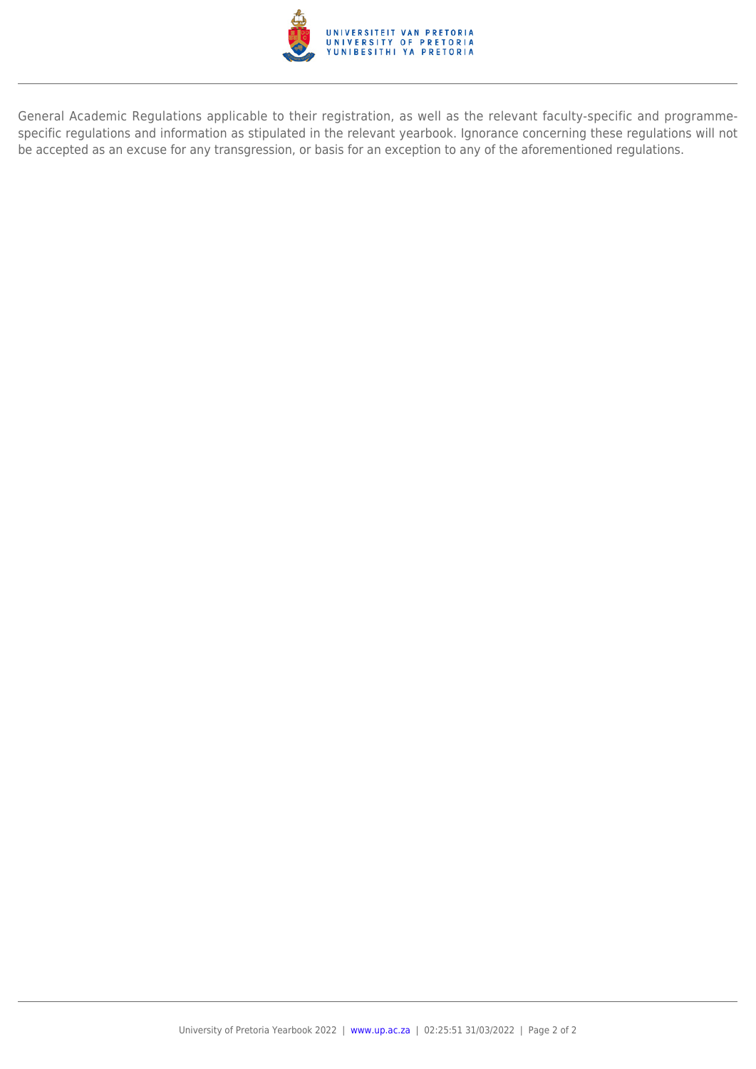General Academic Regulations applicable to their registration, as well as the relevant faculty-specific and programme-specific regulations and information as stipulated in the relevant yearbook. Ignorance concerning these regulations will not be accepted as an excuse for any transgression, or basis for an exception to any of the aforementioned regulations.